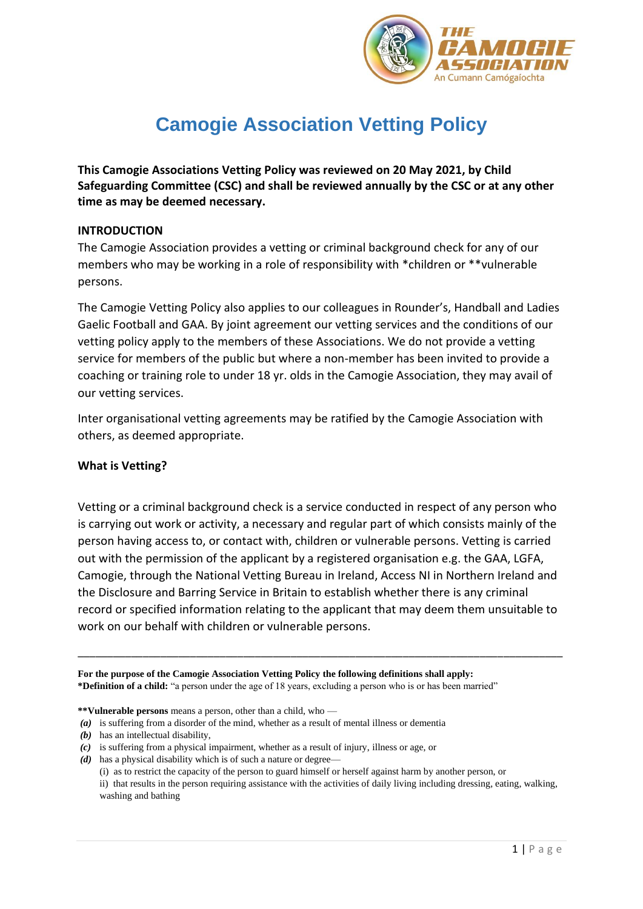# Camogie Association Vetting Policy

**This Camogie Associations Vetting Policy was reviewed on 20 May 2021, by Child Safeguarding Committee (CSC) and shall be reviewed annually by the CSC or at any other time as may be deemed necessary.**

## INTRODUCTION

The Camogie Association provides a vetting or criminal background check for any of our members who may be working in a role of responsibility with *children or **vulnerable persons.

The Camogie Vetting Policy also applies to our colleagues in Rounder's, Handball and Ladies Gaelic Football and GAA. By joint agreement our vetting services and the conditions of our vetting policy apply to the members of these Associations. We do not provide a vetting service for members of the public but where a non-member has been invited to provide a coaching or training role to under 18 yr. olds in the Camogie Association, they may avail of our vetting services.

Inter organisational vetting agreements may be ratified by the Camogie Association with others, as deemed appropriate.

## What is Vetting?

Vetting or a criminal background check is a service conducted in respect of any person who is carrying out work or activity, a necessary and regular part of which consists mainly of the person having access to, or contact with, children or vulnerable persons. Vetting is carried out with the permission of the applicant by a registered organisation e.g. the GAA, LGFA, Camogie, through the National Vetting Bureau in Ireland, Access NI in Northern Ireland and the Disclosure and Barring Service in Britain to establish whether there is any criminal record or specified information relating to the applicant that may deem them unsuitable to work on our behalf with children or vulnerable persons.

---

**For the purpose of the Camogie Association Vetting Policy the following definitions shall apply:**
***Definition of a child:** "a person under the age of 18 years, excluding a person who is or has been married"

****Vulnerable persons** means a person, other than a child, who —

- ***(a)*** is suffering from a disorder of the mind, whether as a result of mental illness or dementia
- ***(b)*** has an intellectual disability,
- ***(c)*** is suffering from a physical impairment, whether as a result of injury, illness or age, or
- ***(d)*** has a physical disability which is of such a nature or degree—
  - (i) as to restrict the capacity of the person to guard himself or herself against harm by another person, or
  - ii) that results in the person requiring assistance with the activities of daily living including dressing, eating, walking, washing and bathing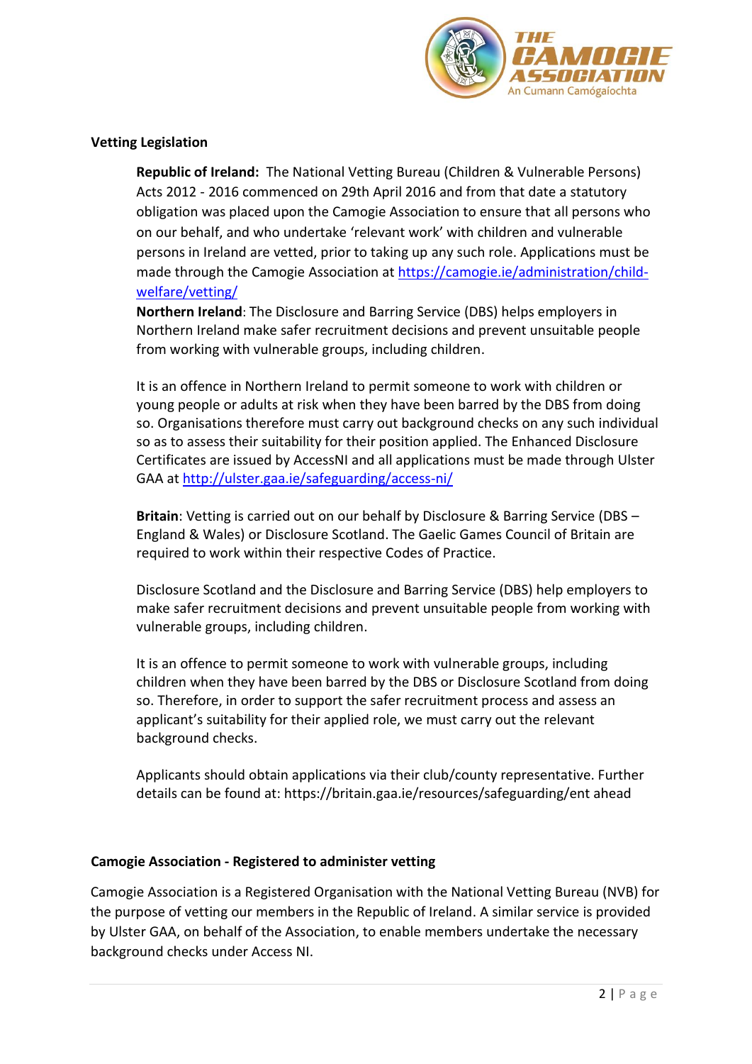### Vetting Legislation

**Republic of Ireland:** The National Vetting Bureau (Children & Vulnerable Persons) Acts 2012 - 2016 commenced on 29th April 2016 and from that date a statutory obligation was placed upon the Camogie Association to ensure that all persons who on our behalf, and who undertake 'relevant work' with children and vulnerable persons in Ireland are vetted, prior to taking up any such role. Applications must be made through the Camogie Association at https://camogie.ie/administration/child-welfare/vetting/

**Northern Ireland**: The Disclosure and Barring Service (DBS) helps employers in Northern Ireland make safer recruitment decisions and prevent unsuitable people from working with vulnerable groups, including children.

It is an offence in Northern Ireland to permit someone to work with children or young people or adults at risk when they have been barred by the DBS from doing so. Organisations therefore must carry out background checks on any such individual so as to assess their suitability for their position applied. The Enhanced Disclosure Certificates are issued by AccessNI and all applications must be made through Ulster GAA at http://ulster.gaa.ie/safeguarding/access-ni/

**Britain**: Vetting is carried out on our behalf by Disclosure & Barring Service (DBS – England & Wales) or Disclosure Scotland. The Gaelic Games Council of Britain are required to work within their respective Codes of Practice.

Disclosure Scotland and the Disclosure and Barring Service (DBS) help employers to make safer recruitment decisions and prevent unsuitable people from working with vulnerable groups, including children.

It is an offence to permit someone to work with vulnerable groups, including children when they have been barred by the DBS or Disclosure Scotland from doing so. Therefore, in order to support the safer recruitment process and assess an applicant's suitability for their applied role, we must carry out the relevant background checks.

Applicants should obtain applications via their club/county representative. Further details can be found at: https://britain.gaa.ie/resources/safeguarding/ent ahead

### Camogie Association - Registered to administer vetting

Camogie Association is a Registered Organisation with the National Vetting Bureau (NVB) for the purpose of vetting our members in the Republic of Ireland. A similar service is provided by Ulster GAA, on behalf of the Association, to enable members undertake the necessary background checks under Access NI.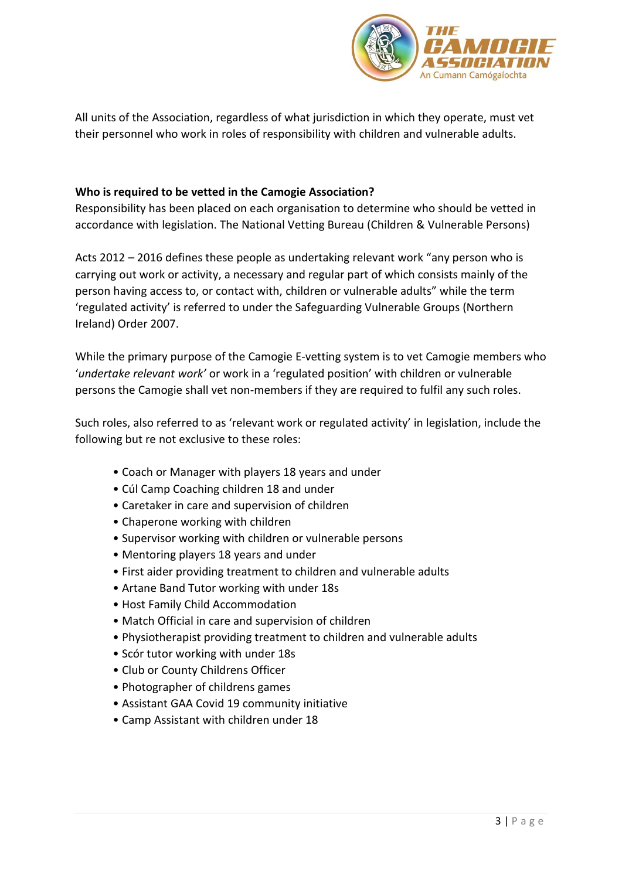All units of the Association, regardless of what jurisdiction in which they operate, must vet their personnel who work in roles of responsibility with children and vulnerable adults.

**Who is required to be vetted in the Camogie Association?**

Responsibility has been placed on each organisation to determine who should be vetted in accordance with legislation. The National Vetting Bureau (Children & Vulnerable Persons)

Acts 2012 – 2016 defines these people as undertaking relevant work "any person who is carrying out work or activity, a necessary and regular part of which consists mainly of the person having access to, or contact with, children or vulnerable adults" while the term 'regulated activity' is referred to under the Safeguarding Vulnerable Groups (Northern Ireland) Order 2007.

While the primary purpose of the Camogie E-vetting system is to vet Camogie members who '*undertake relevant work'* or work in a 'regulated position' with children or vulnerable persons the Camogie shall vet non-members if they are required to fulfil any such roles.

Such roles, also referred to as 'relevant work or regulated activity' in legislation, include the following but re not exclusive to these roles:

- Coach or Manager with players 18 years and under
- Cúl Camp Coaching children 18 and under
- Caretaker in care and supervision of children
- Chaperone working with children
- Supervisor working with children or vulnerable persons
- Mentoring players 18 years and under
- First aider providing treatment to children and vulnerable adults
- Artane Band Tutor working with under 18s
- Host Family Child Accommodation
- Match Official in care and supervision of children
- Physiotherapist providing treatment to children and vulnerable adults
- Scór tutor working with under 18s
- Club or County Childrens Officer
- Photographer of childrens games
- Assistant GAA Covid 19 community initiative
- Camp Assistant with children under 18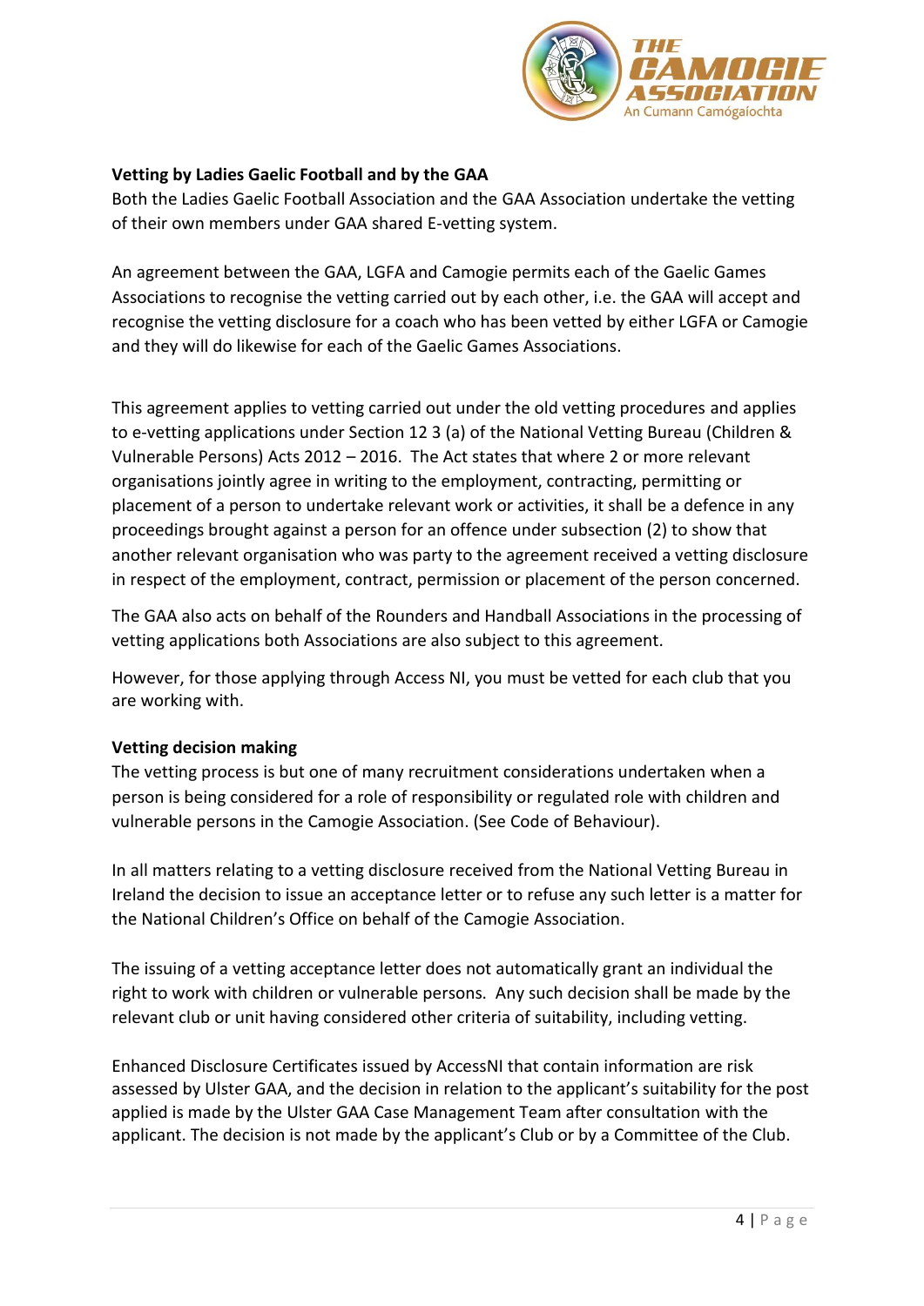**Vetting by Ladies Gaelic Football and by the GAA**

Both the Ladies Gaelic Football Association and the GAA Association undertake the vetting of their own members under GAA shared E-vetting system.

An agreement between the GAA, LGFA and Camogie permits each of the Gaelic Games Associations to recognise the vetting carried out by each other, i.e. the GAA will accept and recognise the vetting disclosure for a coach who has been vetted by either LGFA or Camogie and they will do likewise for each of the Gaelic Games Associations.

This agreement applies to vetting carried out under the old vetting procedures and applies to e-vetting applications under Section 12 3 (a) of the National Vetting Bureau (Children & Vulnerable Persons) Acts 2012 – 2016. The Act states that where 2 or more relevant organisations jointly agree in writing to the employment, contracting, permitting or placement of a person to undertake relevant work or activities, it shall be a defence in any proceedings brought against a person for an offence under subsection (2) to show that another relevant organisation who was party to the agreement received a vetting disclosure in respect of the employment, contract, permission or placement of the person concerned.

The GAA also acts on behalf of the Rounders and Handball Associations in the processing of vetting applications both Associations are also subject to this agreement.

However, for those applying through Access NI, you must be vetted for each club that you are working with.

**Vetting decision making**

The vetting process is but one of many recruitment considerations undertaken when a person is being considered for a role of responsibility or regulated role with children and vulnerable persons in the Camogie Association. (See Code of Behaviour).

In all matters relating to a vetting disclosure received from the National Vetting Bureau in Ireland the decision to issue an acceptance letter or to refuse any such letter is a matter for the National Children's Office on behalf of the Camogie Association.

The issuing of a vetting acceptance letter does not automatically grant an individual the right to work with children or vulnerable persons. Any such decision shall be made by the relevant club or unit having considered other criteria of suitability, including vetting.

Enhanced Disclosure Certificates issued by AccessNI that contain information are risk assessed by Ulster GAA, and the decision in relation to the applicant's suitability for the post applied is made by the Ulster GAA Case Management Team after consultation with the applicant. The decision is not made by the applicant's Club or by a Committee of the Club.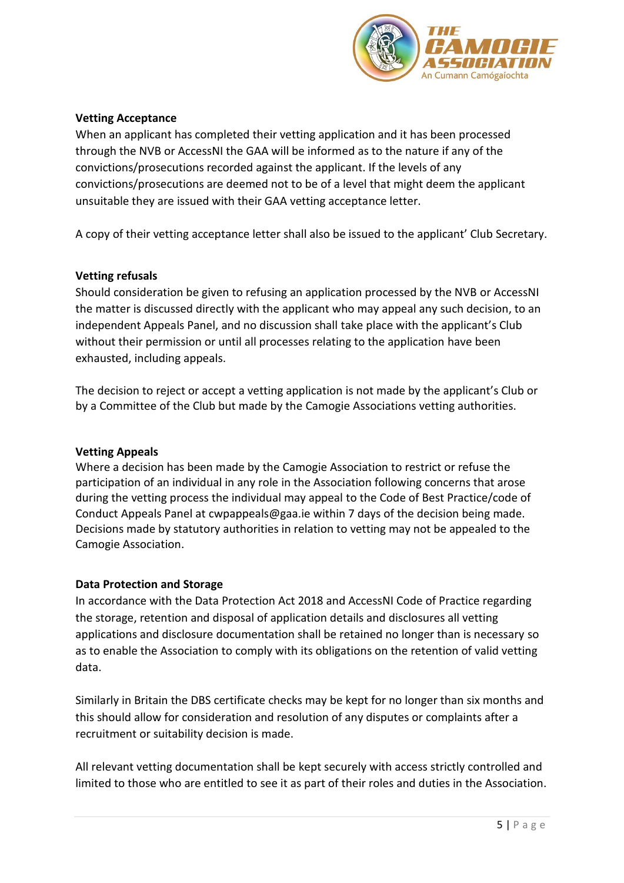**Vetting Acceptance**

When an applicant has completed their vetting application and it has been processed through the NVB or AccessNI the GAA will be informed as to the nature if any of the convictions/prosecutions recorded against the applicant. If the levels of any convictions/prosecutions are deemed not to be of a level that might deem the applicant unsuitable they are issued with their GAA vetting acceptance letter.

A copy of their vetting acceptance letter shall also be issued to the applicant' Club Secretary.

**Vetting refusals**

Should consideration be given to refusing an application processed by the NVB or AccessNI the matter is discussed directly with the applicant who may appeal any such decision, to an independent Appeals Panel, and no discussion shall take place with the applicant's Club without their permission or until all processes relating to the application have been exhausted, including appeals.

The decision to reject or accept a vetting application is not made by the applicant's Club or by a Committee of the Club but made by the Camogie Associations vetting authorities.

**Vetting Appeals**

Where a decision has been made by the Camogie Association to restrict or refuse the participation of an individual in any role in the Association following concerns that arose during the vetting process the individual may appeal to the Code of Best Practice/code of Conduct Appeals Panel at cwpappeals@gaa.ie within 7 days of the decision being made. Decisions made by statutory authorities in relation to vetting may not be appealed to the Camogie Association.

**Data Protection and Storage**

In accordance with the Data Protection Act 2018 and AccessNI Code of Practice regarding the storage, retention and disposal of application details and disclosures all vetting applications and disclosure documentation shall be retained no longer than is necessary so as to enable the Association to comply with its obligations on the retention of valid vetting data.

Similarly in Britain the DBS certificate checks may be kept for no longer than six months and this should allow for consideration and resolution of any disputes or complaints after a recruitment or suitability decision is made.

All relevant vetting documentation shall be kept securely with access strictly controlled and limited to those who are entitled to see it as part of their roles and duties in the Association.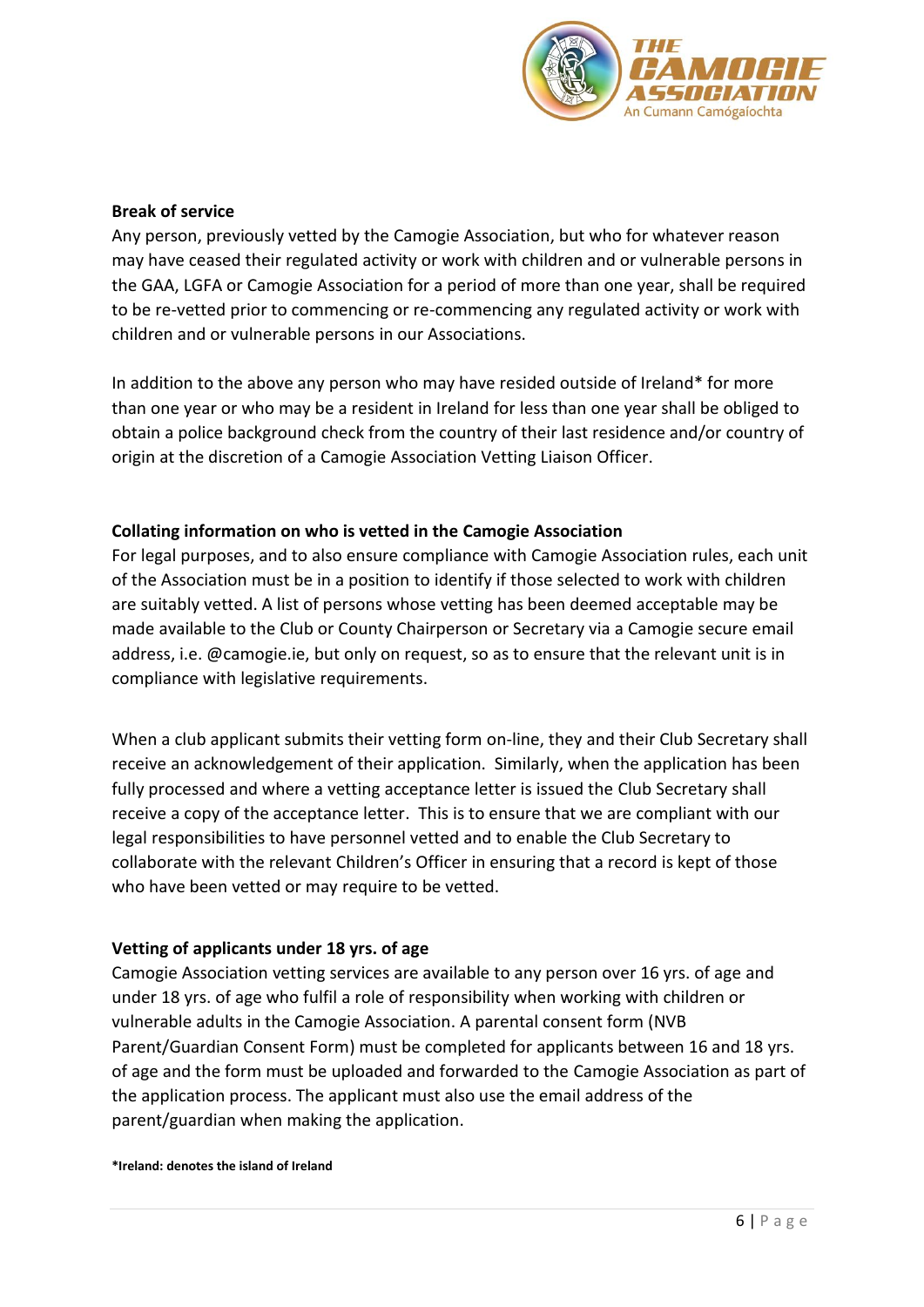**Break of service**

Any person, previously vetted by the Camogie Association, but who for whatever reason may have ceased their regulated activity or work with children and or vulnerable persons in the GAA, LGFA or Camogie Association for a period of more than one year, shall be required to be re-vetted prior to commencing or re-commencing any regulated activity or work with children and or vulnerable persons in our Associations.

In addition to the above any person who may have resided outside of Ireland* for more than one year or who may be a resident in Ireland for less than one year shall be obliged to obtain a police background check from the country of their last residence and/or country of origin at the discretion of a Camogie Association Vetting Liaison Officer.

**Collating information on who is vetted in the Camogie Association**

For legal purposes, and to also ensure compliance with Camogie Association rules, each unit of the Association must be in a position to identify if those selected to work with children are suitably vetted. A list of persons whose vetting has been deemed acceptable may be made available to the Club or County Chairperson or Secretary via a Camogie secure email address, i.e. @camogie.ie, but only on request, so as to ensure that the relevant unit is in compliance with legislative requirements.

When a club applicant submits their vetting form on-line, they and their Club Secretary shall receive an acknowledgement of their application. Similarly, when the application has been fully processed and where a vetting acceptance letter is issued the Club Secretary shall receive a copy of the acceptance letter. This is to ensure that we are compliant with our legal responsibilities to have personnel vetted and to enable the Club Secretary to collaborate with the relevant Children's Officer in ensuring that a record is kept of those who have been vetted or may require to be vetted.

**Vetting of applicants under 18 yrs. of age**

Camogie Association vetting services are available to any person over 16 yrs. of age and under 18 yrs. of age who fulfil a role of responsibility when working with children or vulnerable adults in the Camogie Association. A parental consent form (NVB Parent/Guardian Consent Form) must be completed for applicants between 16 and 18 yrs. of age and the form must be uploaded and forwarded to the Camogie Association as part of the application process. The applicant must also use the email address of the parent/guardian when making the application.

**\*Ireland: denotes the island of Ireland**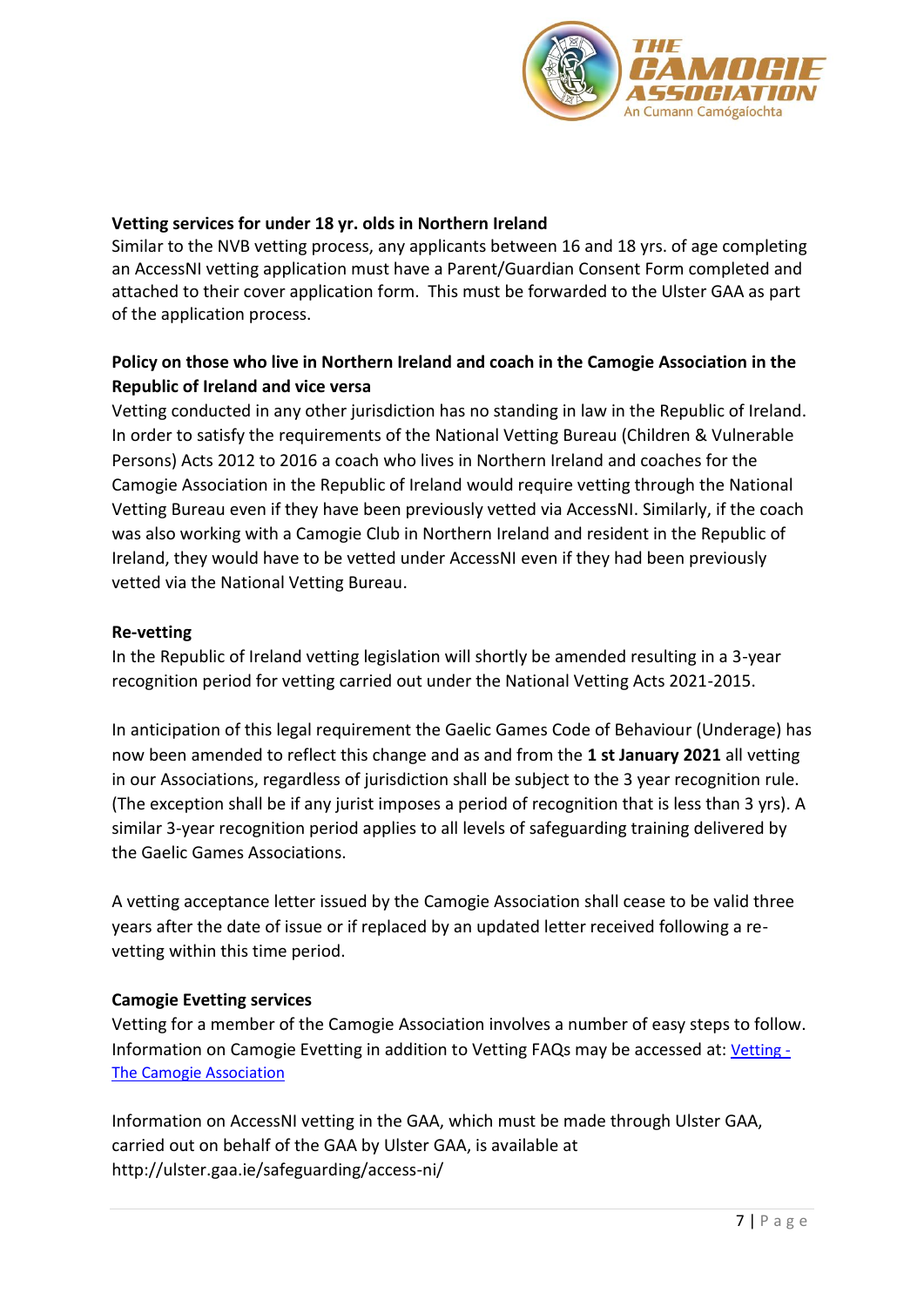**Vetting services for under 18 yr. olds in Northern Ireland**

Similar to the NVB vetting process, any applicants between 16 and 18 yrs. of age completing an AccessNI vetting application must have a Parent/Guardian Consent Form completed and attached to their cover application form. This must be forwarded to the Ulster GAA as part of the application process.

**Policy on those who live in Northern Ireland and coach in the Camogie Association in the Republic of Ireland and vice versa**

Vetting conducted in any other jurisdiction has no standing in law in the Republic of Ireland. In order to satisfy the requirements of the National Vetting Bureau (Children & Vulnerable Persons) Acts 2012 to 2016 a coach who lives in Northern Ireland and coaches for the Camogie Association in the Republic of Ireland would require vetting through the National Vetting Bureau even if they have been previously vetted via AccessNI. Similarly, if the coach was also working with a Camogie Club in Northern Ireland and resident in the Republic of Ireland, they would have to be vetted under AccessNI even if they had been previously vetted via the National Vetting Bureau.

**Re-vetting**

In the Republic of Ireland vetting legislation will shortly be amended resulting in a 3-year recognition period for vetting carried out under the National Vetting Acts 2021-2015.

In anticipation of this legal requirement the Gaelic Games Code of Behaviour (Underage) has now been amended to reflect this change and as and from the **1 st January 2021** all vetting in our Associations, regardless of jurisdiction shall be subject to the 3 year recognition rule. (The exception shall be if any jurist imposes a period of recognition that is less than 3 yrs). A similar 3-year recognition period applies to all levels of safeguarding training delivered by the Gaelic Games Associations.

A vetting acceptance letter issued by the Camogie Association shall cease to be valid three years after the date of issue or if replaced by an updated letter received following a re-vetting within this time period.

**Camogie Evetting services**

Vetting for a member of the Camogie Association involves a number of easy steps to follow. Information on Camogie Evetting in addition to Vetting FAQs may be accessed at: [Vetting - The Camogie Association]

Information on AccessNI vetting in the GAA, which must be made through Ulster GAA, carried out on behalf of the GAA by Ulster GAA, is available at http://ulster.gaa.ie/safeguarding/access-ni/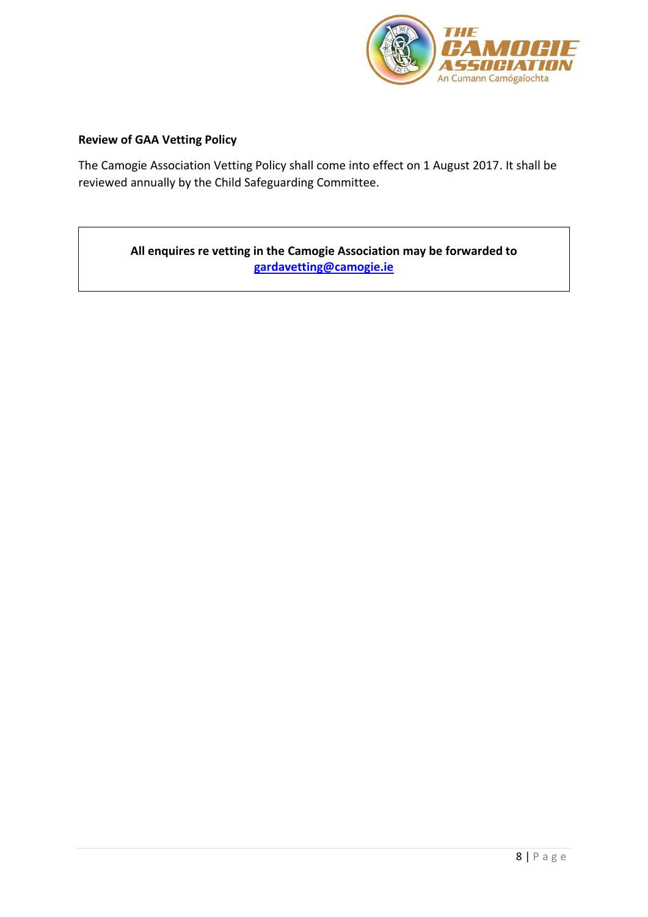**Review of GAA Vetting Policy**

The Camogie Association Vetting Policy shall come into effect on 1 August 2017. It shall be reviewed annually by the Child Safeguarding Committee.

**All enquires re vetting in the Camogie Association may be forwarded to [gardavetting@camogie.ie](mailto:gardavetting@camogie.ie)**